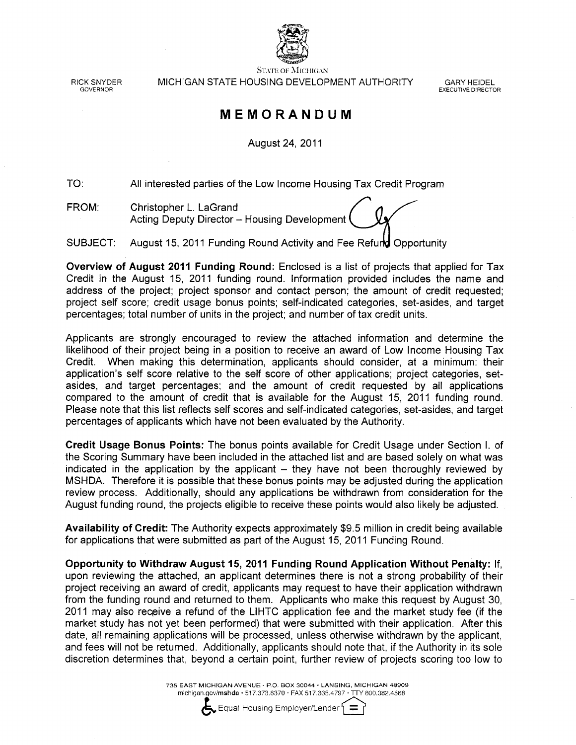STATE OF MICHIGAN

RICK SNYDER
GOVERNOR

MICHIGAN STATE HOUSING DEVELOPMENT AUTHORITY

GARY HEIDEL
EXECUTIVE DIRECTOR

# MEMORANDUM

August 24, 2011

TO: All interested parties of the Low Income Housing Tax Credit Program

FROM: Christopher L. LaGrand
Acting Deputy Director – Housing Development

SUBJECT: August 15, 2011 Funding Round Activity and Fee Refund Opportunity

**Overview of August 2011 Funding Round:** Enclosed is a list of projects that applied for Tax Credit in the August 15, 2011 funding round. Information provided includes the name and address of the project; project sponsor and contact person; the amount of credit requested; project self score; credit usage bonus points; self-indicated categories, set-asides, and target percentages; total number of units in the project; and number of tax credit units.

Applicants are strongly encouraged to review the attached information and determine the likelihood of their project being in a position to receive an award of Low Income Housing Tax Credit. When making this determination, applicants should consider, at a minimum: their application's self score relative to the self score of other applications; project categories, set-asides, and target percentages; and the amount of credit requested by all applications compared to the amount of credit that is available for the August 15, 2011 funding round. Please note that this list reflects self scores and self-indicated categories, set-asides, and target percentages of applicants which have not been evaluated by the Authority.

**Credit Usage Bonus Points:** The bonus points available for Credit Usage under Section I. of the Scoring Summary have been included in the attached list and are based solely on what was indicated in the application by the applicant – they have not been thoroughly reviewed by MSHDA. Therefore it is possible that these bonus points may be adjusted during the application review process. Additionally, should any applications be withdrawn from consideration for the August funding round, the projects eligible to receive these points would also likely be adjusted.

**Availability of Credit:** The Authority expects approximately $9.5 million in credit being available for applications that were submitted as part of the August 15, 2011 Funding Round.

**Opportunity to Withdraw August 15, 2011 Funding Round Application Without Penalty:** If, upon reviewing the attached, an applicant determines there is not a strong probability of their project receiving an award of credit, applicants may request to have their application withdrawn from the funding round and returned to them. Applicants who make this request by August 30, 2011 may also receive a refund of the LIHTC application fee and the market study fee (if the market study has not yet been performed) that were submitted with their application. After this date, all remaining applications will be processed, unless otherwise withdrawn by the applicant, and fees will not be returned. Additionally, applicants should note that, if the Authority in its sole discretion determines that, beyond a certain point, further review of projects scoring too low to

735 EAST MICHIGAN AVENUE · P.O. BOX 30044 · LANSING, MICHIGAN 48909
michigan.gov/mshda · 517.373.8370 · FAX 517.335.4797 · TTY 800.382.4568

Equal Housing Employer/Lender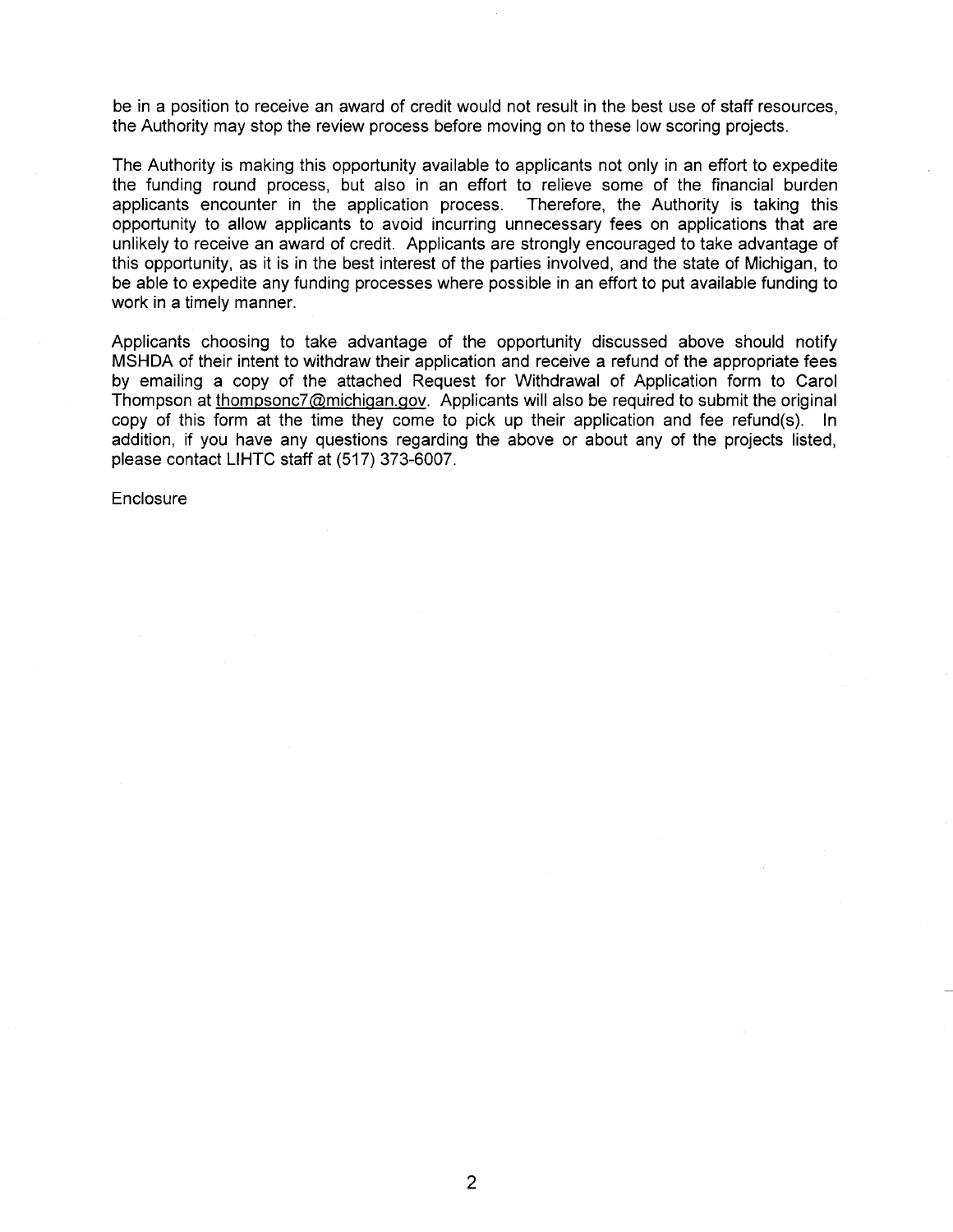be in a position to receive an award of credit would not result in the best use of staff resources, the Authority may stop the review process before moving on to these low scoring projects.

The Authority is making this opportunity available to applicants not only in an effort to expedite the funding round process, but also in an effort to relieve some of the financial burden applicants encounter in the application process. Therefore, the Authority is taking this opportunity to allow applicants to avoid incurring unnecessary fees on applications that are unlikely to receive an award of credit. Applicants are strongly encouraged to take advantage of this opportunity, as it is in the best interest of the parties involved, and the state of Michigan, to be able to expedite any funding processes where possible in an effort to put available funding to work in a timely manner.

Applicants choosing to take advantage of the opportunity discussed above should notify MSHDA of their intent to withdraw their application and receive a refund of the appropriate fees by emailing a copy of the attached Request for Withdrawal of Application form to Carol Thompson at thompsonc7@michigan.gov. Applicants will also be required to submit the original copy of this form at the time they come to pick up their application and fee refund(s). In addition, if you have any questions regarding the above or about any of the projects listed, please contact LIHTC staff at (517) 373-6007.

Enclosure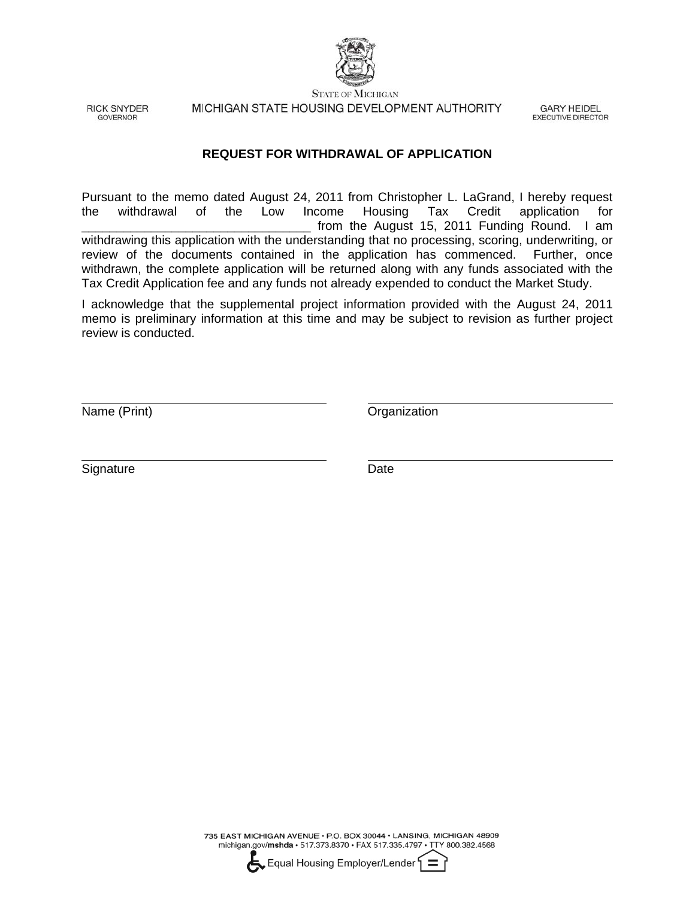STATE OF MICHIGAN

RICK SNYDER
GOVERNOR

MICHIGAN STATE HOUSING DEVELOPMENT AUTHORITY

GARY HEIDEL
EXECUTIVE DIRECTOR

## REQUEST FOR WITHDRAWAL OF APPLICATION

Pursuant to the memo dated August 24, 2011 from Christopher L. LaGrand, I hereby request the withdrawal of the Low Income Housing Tax Credit application for _________________________________ from the August 15, 2011 Funding Round. I am withdrawing this application with the understanding that no processing, scoring, underwriting, or review of the documents contained in the application has commenced. Further, once withdrawn, the complete application will be returned along with any funds associated with the Tax Credit Application fee and any funds not already expended to conduct the Market Study.

I acknowledge that the supplemental project information provided with the August 24, 2011 memo is preliminary information at this time and may be subject to revision as further project review is conducted.

_________________________________ Name (Print)

_________________________________ Organization

_________________________________ Signature

_________________________________ Date

735 EAST MICHIGAN AVENUE • P.O. BOX 30044 • LANSING, MICHIGAN 48909
michigan.gov/**mshda** • 517.373.8370 • FAX 517.335.4797 • TTY 800.382.4568

Equal Housing Employer/Lender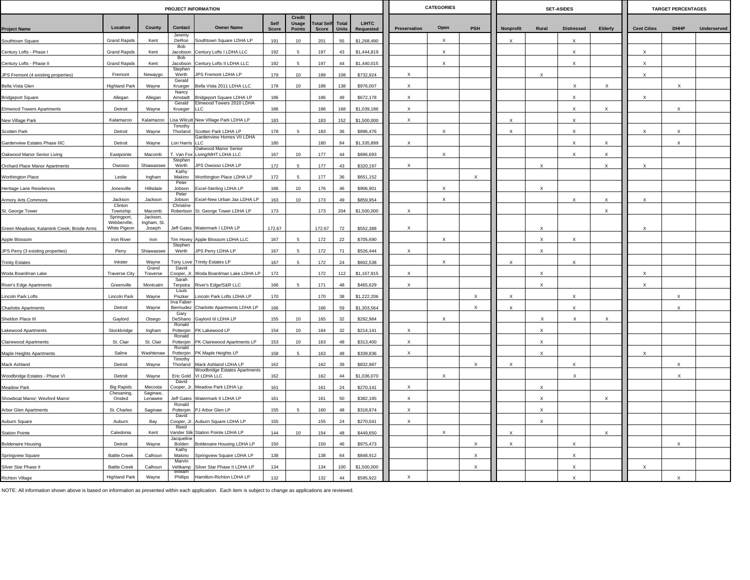| PROJECT INFORMATION | | | | | | | | | | CATEGORIES | | | SET-ASIDES | | | | TARGET PERCENTAGES | | |
|---|---|---|---|---|---|---|---|---|---|---|---|---|---|---|---|---|---|---|---|
| Project Name | Location | County | Contact | Owner Name | Self Score | Credit Usage Points | Total Self Score | Total Units | LIHTC Requested | Preservation | Open | PSH | Nonprofit | Rural | Distressed | Elderly | Cent Cities | DHHP | Underserved |
| Southtown Square | Grand Rapids | Kent | Jeremy DeRoo | Southtown Square LDHA LP | 191 | 10 | 201 | 55 | $1,268,490 | | X | | X | | X | | | | |
| Century Lofts - Phase I | Grand Rapids | Kent | Bob Jacobson | Century Lofts I LDHA LLC | 192 | 5 | 197 | 43 | $1,444,819 | | X | | | | X | | X | | |
| Century Lofts - Phase II | Grand Rapids | Kent | Bob Jacobson | Century Lofts II LDHA LLC | 192 | 5 | 197 | 44 | $1,440,015 | | X | | | | X | | X | | |
| JPS Fremont (4 existing properties) | Fremont | Newaygo | Stephen Werth | JPS Fremont LDHA LP | 179 | 10 | 189 | 108 | $732,924 | X | | | | X | | | X | | |
| Bella Vista Glen | Highland Park | Wayne | Gerald Krueger | Bella Vista 2011 LDHA LLC | 178 | 10 | 188 | 138 | $976,007 | X | | | | | X | X | | X | |
| Bridgeport Square | Allegan | Allegan | Nancy Amstadt | Bridgeport Square LDHA LP | 186 | | 186 | 49 | $672,178 | X | | | | | X | | X | | |
| Elmwood Towers Apartments | Detroit | Wayne | Gerald Krueger | Elmwood Towers 2010 LDHA LLC | 186 | | 186 | 168 | $1,039,186 | X | | | | | X | X | | X | |
| New Village Park | Kalamazoo | Kalamazoo | Lisa Wilcutt | New Village Park LDHA LP | 183 | | 183 | 152 | $1,500,000 | X | | | X | | X | | | | |
| Scotten Park | Detroit | Wayne | Timothy Thorland | Scotten Park LDHA LP | 178 | 5 | 183 | 36 | $896,476 | | X | | X | | X | | X | X | |
| Gardenview Estates Phase IIIC | Detroit | Wayne | Lori Harris | Gardenview Homes VII LDHA LLC | 180 | | 180 | 84 | $1,335,899 | X | | | | | X | X | | X | |
| Oakwood Manor Senior Living | Eastpointe | Macomb | T. Van Fox | Oakwood Manor Senior Living/MHT LDHA LLC | 167 | 10 | 177 | 44 | $896,693 | | X | | | | X | X | | | |
| Orchard Place Manor Apartments | Owosso | Shiawassee | Stephen Werth | JPS Owosso LDHA LP | 172 | 5 | 177 | 43 | $320,197 | X | | | | X | | X | X | | |
| Worthington Place | Leslie | Ingham | Kathy Makino | Worthington Place LDHA LP | 172 | 5 | 177 | 36 | $651,152 | | | X | | | | | | | |
| Heritage Lane Residences | Jonesville | Hillsdale | Peter Jobson | Excel-Sterling LDHA LP | 166 | 10 | 176 | 46 | $906,901 | | X | | | X | | | | | |
| Armory Arts Commons | Jackson | Jackson | Peter Jobson | Excel-New Urban Jax LDHA LP | 163 | 10 | 173 | 49 | $859,954 | | X | | | | X | X | X | | |
| St. George Tower | Clinton Township | Macomb | Christine Robertson | St. George Tower LDHA LP | 173 | | 173 | 204 | $1,500,000 | X | | | | | | X | | | |
| Green Meadows; Kalamink Creek; Bristle Arms | Springport, Webberville, White Pigeon | Jackson, Ingham, St. Joseph | Jeff Gates | Watermark I LDHA LP | 172.67 | | 172.67 | 72 | $552,388 | X | | | | X | | | X | | |
| Apple Blossom | Iron River | Iron | Tim Hovey | Apple Blossom LDHA LLC | 167 | 5 | 172 | 22 | $705,690 | | X | | | X | X | | | | |
| JPS Perry (3 existing properties) | Perry | Shiawassee | Stephen Werth | JPS Perry LDHA LP | 167 | 5 | 172 | 71 | $526,444 | X | | | | X | | | | | |
| Trinity Estates | Inkster | Wayne | Tony Love | Trinity Estates LP | 167 | 5 | 172 | 24 | $602,538 | | X | | X | | X | | | | |
| Woda Boardman Lake | Traverse City | Grand Traverse | David Cooper, Jr. | Woda Boardman Lake LDHA LP | 172 | | 172 | 112 | $1,167,915 | X | | | | X | | | X | | |
| River's Edge Apartments | Greenville | Montcalm | Sarah Terpstra | River's Edge/S&R LLC | 166 | 5 | 171 | 48 | $465,629 | X | | | | X | | | X | | |
| Lincoln Park Lofts | Lincoln Park | Wayne | Louis Piszker | Lincoln Park Lofts LDHA LP | 170 | | 170 | 38 | $1,222,206 | | | X | X | | X | | | X | |
| Charlotte Apartments | Detroit | Wayne | Irva Faber-Bermudez | Charlotte Apartments LDHA LP | 166 | | 166 | 59 | $1,303,564 | | | X | X | | X | | | X | |
| Sheldon Place III | Gaylord | Otsego | Gary DeShano | Gaylord III LDHA LP | 155 | 10 | 165 | 32 | $292,984 | | X | | | X | X | X | | | |
| Lakewood Apartments | Stockbridge | Ingham | Ronald Potterpin | PK Lakewood LP | 154 | 10 | 164 | 32 | $214,141 | X | | | | X | | | | | |
| Clairewood Apartments | St. Clair | St. Clair | Ronald Potterpin | PK Clairewood Apartments LP | 153 | 10 | 163 | 48 | $313,400 | X | | | | X | | | | | |
| Maple Heights Apartments | Saline | Washtenaw | Ronald Potterpin | PK Maple Heights LP | 158 | 5 | 163 | 48 | $339,836 | X | | | | X | | | X | | |
| Mack Ashland | Detroit | Wayne | Timothy Thorland | Mack Ashland LDHA LP | 162 | | 162 | 39 | $832,987 | | | X | X | | X | | | X | |
| Woodbridge Estates - Phase VI | Detroit | Wayne | Eric Gold | Woodbridge Estates Apartments VI LDHA LLC | 162 | | 162 | 44 | $1,036,070 | | X | | | | X | | | X | |
| Meadow Park | Big Rapids | Mecosta | David Cooper, Jr. | Meadow Park LDHA Lp | 161 | | 161 | 24 | $270,141 | X | | | | X | | | | | |
| Showboat Manor; Wexford Manor | Chesaning, Onsted | Saginaw, Lenawee | Jeff Gates | Watermark II LDHA LP | 161 | | 161 | 50 | $382,185 | X | | | | X | | X | | | |
| Arbor Glen Apartments | St. Charles | Saginaw | Ronald Potterpin | PJ Arbor Glen LP | 155 | 5 | 160 | 48 | $318,874 | X | | | | X | | | | | |
| Auburn Square | Auburn | Bay | David Cooper, Jr. | Auburn Square LDHA LP | 155 | | 155 | 24 | $270,041 | X | | | | X | | | | | |
| Station Pointe | Caledonia | Kent | Reed Vander Slik | Station Pointe LDHA LP | 144 | 10 | 154 | 48 | $449,650 | | X | | X | | | X | | | |
| Boldenaire Housing | Detroit | Wayne | Jacqueline Bolden | Boldenaire Housing LDHA LP | 150 | | 150 | 46 | $975,473 | | | X | X | | X | | | X | |
| Springview Square | Battle Creek | Calhoun | Kathy Makino | Springview Square LDHA LP | 138 | | 138 | 64 | $848,912 | | | X | | | X | | | | |
| Silver Star Phase II | Battle Creek | Calhoun | Marvin Veltkamp | Silver Star Phase II LDHA LP | 134 | | 134 | 100 | $1,500,000 | | | X | | | X | | X | | |
| Richton Village | Highland Park | Wayne | William Phillips | Hamilton-Richton LDHA LP | 132 | | 132 | 44 | $595,922 | X | | | | | X | | | X | |

NOTE: All information shown above is based on information as presented within each application. Each item is subject to change as applications are reviewed.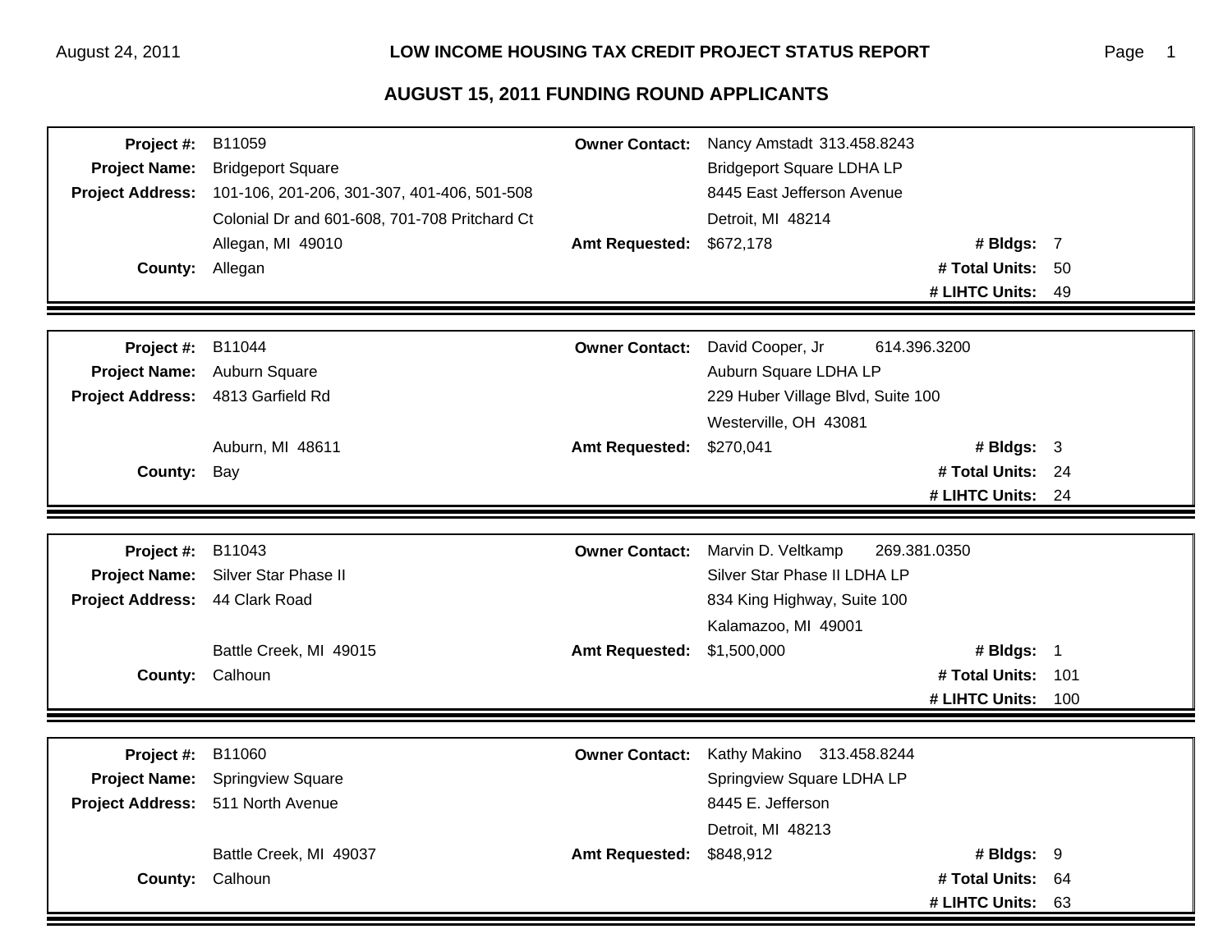# LOW INCOME HOUSING TAX CREDIT PROJECT STATUS REPORT

## AUGUST 15, 2011 FUNDING ROUND APPLICANTS

| | | | | | |
|---|---|---|---|---|---|
| **Project #:** | B11059 | **Owner Contact:** | Nancy Amstadt 313.458.8243 | | |
| **Project Name:** | Bridgeport Square | | Bridgeport Square LDHA LP | | |
| **Project Address:** | 101-106, 201-206, 301-307, 401-406, 501-508 | | 8445 East Jefferson Avenue | | |
| | Colonial Dr and 601-608, 701-708 Pritchard Ct | | Detroit, MI 48214 | | |
| | Allegan, MI 49010 | **Amt Requested:** | $672,178 | **# Bldgs:** | 7 |
| **County:** | Allegan | | | **# Total Units:** | 50 |
| | | | | **# LIHTC Units:** | 49 |

| | | | | | |
|---|---|---|---|---|---|
| **Project #:** | B11044 | **Owner Contact:** | David Cooper, Jr 614.396.3200 | | |
| **Project Name:** | Auburn Square | | Auburn Square LDHA LP | | |
| **Project Address:** | 4813 Garfield Rd | | 229 Huber Village Blvd, Suite 100 | | |
| | | | Westerville, OH 43081 | | |
| | Auburn, MI 48611 | **Amt Requested:** | $270,041 | **# Bldgs:** | 3 |
| **County:** | Bay | | | **# Total Units:** | 24 |
| | | | | **# LIHTC Units:** | 24 |

| | | | | | |
|---|---|---|---|---|---|
| **Project #:** | B11043 | **Owner Contact:** | Marvin D. Veltkamp 269.381.0350 | | |
| **Project Name:** | Silver Star Phase II | | Silver Star Phase II LDHA LP | | |
| **Project Address:** | 44 Clark Road | | 834 King Highway, Suite 100 | | |
| | | | Kalamazoo, MI 49001 | | |
| | Battle Creek, MI 49015 | **Amt Requested:** | $1,500,000 | **# Bldgs:** | 1 |
| **County:** | Calhoun | | | **# Total Units:** | 101 |
| | | | | **# LIHTC Units:** | 100 |

| | | | | | |
|---|---|---|---|---|---|
| **Project #:** | B11060 | **Owner Contact:** | Kathy Makino 313.458.8244 | | |
| **Project Name:** | Springview Square | | Springview Square LDHA LP | | |
| **Project Address:** | 511 North Avenue | | 8445 E. Jefferson | | |
| | | | Detroit, MI 48213 | | |
| | Battle Creek, MI 49037 | **Amt Requested:** | $848,912 | **# Bldgs:** | 9 |
| **County:** | Calhoun | | | **# Total Units:** | 64 |
| | | | | **# LIHTC Units:** | 63 |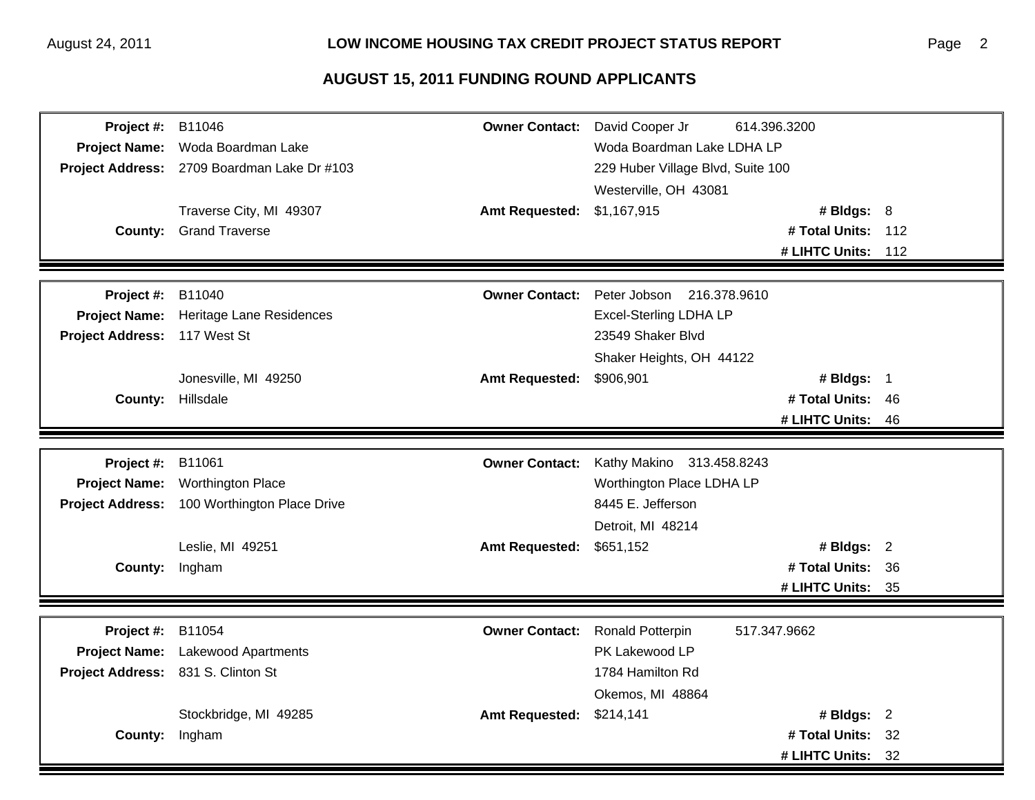## AUGUST 15, 2011 FUNDING ROUND APPLICANTS

| | | | | | |
|---|---|---|---|---|---|
| **Project #:** | B11046 | **Owner Contact:** | David Cooper Jr 614.396.3200 | | |
| **Project Name:** | Woda Boardman Lake | | Woda Boardman Lake LDHA LP | | |
| **Project Address:** | 2709 Boardman Lake Dr #103 | | 229 Huber Village Blvd, Suite 100 | | |
| | | | Westerville, OH 43081 | | |
| | Traverse City, MI 49307 | **Amt Requested:** | $1,167,915 | **# Bldgs:** | 8 |
| **County:** | Grand Traverse | | | **# Total Units:** | 112 |
| | | | | **# LIHTC Units:** | 112 |

| | | | | | |
|---|---|---|---|---|---|
| **Project #:** | B11040 | **Owner Contact:** | Peter Jobson 216.378.9610 | | |
| **Project Name:** | Heritage Lane Residences | | Excel-Sterling LDHA LP | | |
| **Project Address:** | 117 West St | | 23549 Shaker Blvd | | |
| | | | Shaker Heights, OH 44122 | | |
| | Jonesville, MI 49250 | **Amt Requested:** | $906,901 | **# Bldgs:** | 1 |
| **County:** | Hillsdale | | | **# Total Units:** | 46 |
| | | | | **# LIHTC Units:** | 46 |

| | | | | | |
|---|---|---|---|---|---|
| **Project #:** | B11061 | **Owner Contact:** | Kathy Makino 313.458.8243 | | |
| **Project Name:** | Worthington Place | | Worthington Place LDHA LP | | |
| **Project Address:** | 100 Worthington Place Drive | | 8445 E. Jefferson | | |
| | | | Detroit, MI 48214 | | |
| | Leslie, MI 49251 | **Amt Requested:** | $651,152 | **# Bldgs:** | 2 |
| **County:** | Ingham | | | **# Total Units:** | 36 |
| | | | | **# LIHTC Units:** | 35 |

| | | | | | |
|---|---|---|---|---|---|
| **Project #:** | B11054 | **Owner Contact:** | Ronald Potterpin 517.347.9662 | | |
| **Project Name:** | Lakewood Apartments | | PK Lakewood LP | | |
| **Project Address:** | 831 S. Clinton St | | 1784 Hamilton Rd | | |
| | | | Okemos, MI 48864 | | |
| | Stockbridge, MI 49285 | **Amt Requested:** | $214,141 | **# Bldgs:** | 2 |
| **County:** | Ingham | | | **# Total Units:** | 32 |
| | | | | **# LIHTC Units:** | 32 |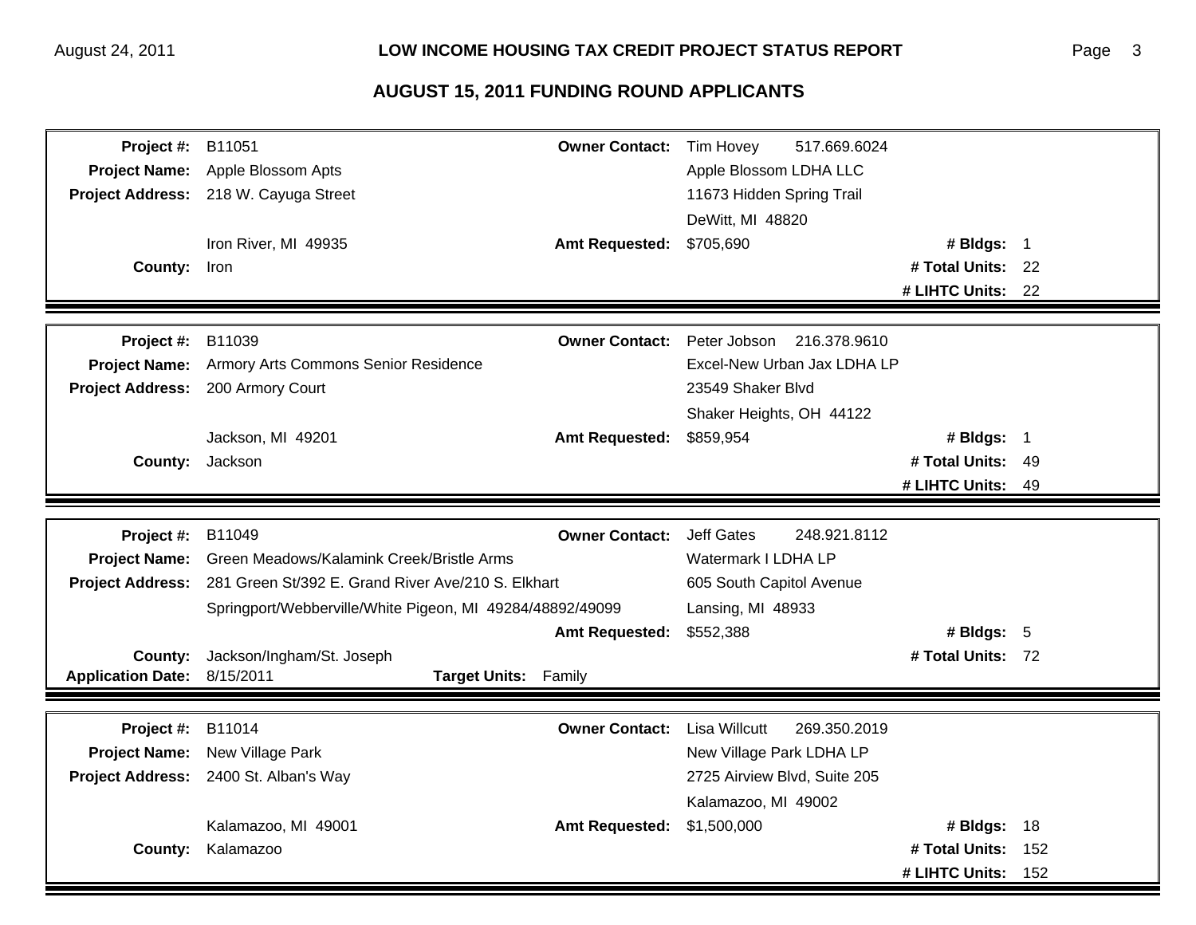## LOW INCOME HOUSING TAX CREDIT PROJECT STATUS REPORT

## AUGUST 15, 2011 FUNDING ROUND APPLICANTS

| | | | | | |
|---|---|---|---|---|---|
| **Project #:** | B11051 | **Owner Contact:** | Tim Hovey 517.669.6024 | | |
| **Project Name:** | Apple Blossom Apts | | Apple Blossom LDHA LLC | | |
| **Project Address:** | 218 W. Cayuga Street | | 11673 Hidden Spring Trail | | |
| | | | DeWitt, MI 48820 | | |
| | Iron River, MI 49935 | **Amt Requested:** | $705,690 | **# Bldgs:** | 1 |
| **County:** | Iron | | | **# Total Units:** | 22 |
| | | | | **# LIHTC Units:** | 22 |

| | | | | | |
|---|---|---|---|---|---|
| **Project #:** | B11039 | **Owner Contact:** | Peter Jobson 216.378.9610 | | |
| **Project Name:** | Armory Arts Commons Senior Residence | | Excel-New Urban Jax LDHA LP | | |
| **Project Address:** | 200 Armory Court | | 23549 Shaker Blvd | | |
| | | | Shaker Heights, OH 44122 | | |
| | Jackson, MI 49201 | **Amt Requested:** | $859,954 | **# Bldgs:** | 1 |
| **County:** | Jackson | | | **# Total Units:** | 49 |
| | | | | **# LIHTC Units:** | 49 |

| | | | | | |
|---|---|---|---|---|---|
| **Project #:** | B11049 | **Owner Contact:** | Jeff Gates 248.921.8112 | | |
| **Project Name:** | Green Meadows/Kalamink Creek/Bristle Arms | | Watermark I LDHA LP | | |
| **Project Address:** | 281 Green St/392 E. Grand River Ave/210 S. Elkhart | | 605 South Capitol Avenue | | |
| | Springport/Webberville/White Pigeon, MI 49284/48892/49099 | | Lansing, MI 48933 | | |
| | | **Amt Requested:** | $552,388 | **# Bldgs:** | 5 |
| **County:** | Jackson/Ingham/St. Joseph | | | **# Total Units:** | 72 |
| **Application Date:** | 8/15/2011 | **Target Units:** | Family | | |

| | | | | | |
|---|---|---|---|---|---|
| **Project #:** | B11014 | **Owner Contact:** | Lisa Willcutt 269.350.2019 | | |
| **Project Name:** | New Village Park | | New Village Park LDHA LP | | |
| **Project Address:** | 2400 St. Alban's Way | | 2725 Airview Blvd, Suite 205 | | |
| | | | Kalamazoo, MI 49002 | | |
| | Kalamazoo, MI 49001 | **Amt Requested:** | $1,500,000 | **# Bldgs:** | 18 |
| **County:** | Kalamazoo | | | **# Total Units:** | 152 |
| | | | | **# LIHTC Units:** | 152 |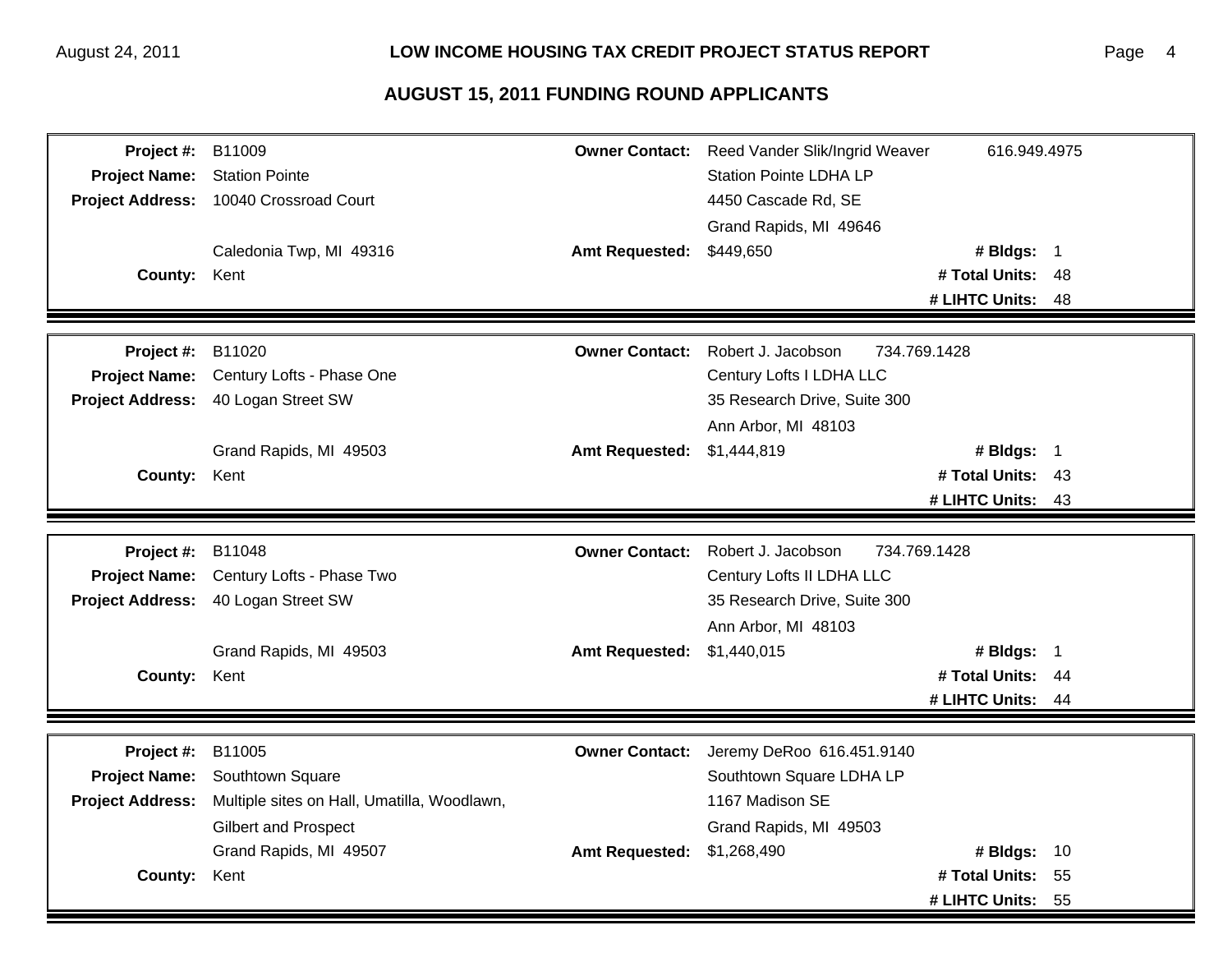## AUGUST 15, 2011 FUNDING ROUND APPLICANTS

| | | | | | |
|---|---|---|---|---|---|
| **Project #:** | B11009 | **Owner Contact:** | Reed Vander Slik/Ingrid Weaver 616.949.4975 | | |
| **Project Name:** | Station Pointe | | Station Pointe LDHA LP | | |
| **Project Address:** | 10040 Crossroad Court | | 4450 Cascade Rd, SE | | |
| | | | Grand Rapids, MI 49646 | | |
| | Caledonia Twp, MI 49316 | **Amt Requested:** | $449,650 | **# Bldgs:** | 1 |
| **County:** | Kent | | | **# Total Units:** | 48 |
| | | | | **# LIHTC Units:** | 48 |

| | | | | | |
|---|---|---|---|---|---|
| **Project #:** | B11020 | **Owner Contact:** | Robert J. Jacobson 734.769.1428 | | |
| **Project Name:** | Century Lofts - Phase One | | Century Lofts I LDHA LLC | | |
| **Project Address:** | 40 Logan Street SW | | 35 Research Drive, Suite 300 | | |
| | | | Ann Arbor, MI 48103 | | |
| | Grand Rapids, MI 49503 | **Amt Requested:** | $1,444,819 | **# Bldgs:** | 1 |
| **County:** | Kent | | | **# Total Units:** | 43 |
| | | | | **# LIHTC Units:** | 43 |

| | | | | | |
|---|---|---|---|---|---|
| **Project #:** | B11048 | **Owner Contact:** | Robert J. Jacobson 734.769.1428 | | |
| **Project Name:** | Century Lofts - Phase Two | | Century Lofts II LDHA LLC | | |
| **Project Address:** | 40 Logan Street SW | | 35 Research Drive, Suite 300 | | |
| | | | Ann Arbor, MI 48103 | | |
| | Grand Rapids, MI 49503 | **Amt Requested:** | $1,440,015 | **# Bldgs:** | 1 |
| **County:** | Kent | | | **# Total Units:** | 44 |
| | | | | **# LIHTC Units:** | 44 |

| | | | | | |
|---|---|---|---|---|---|
| **Project #:** | B11005 | **Owner Contact:** | Jeremy DeRoo 616.451.9140 | | |
| **Project Name:** | Southtown Square | | Southtown Square LDHA LP | | |
| **Project Address:** | Multiple sites on Hall, Umatilla, Woodlawn, | | 1167 Madison SE | | |
| | Gilbert and Prospect | | Grand Rapids, MI 49503 | | |
| | Grand Rapids, MI 49507 | **Amt Requested:** | $1,268,490 | **# Bldgs:** | 10 |
| **County:** | Kent | | | **# Total Units:** | 55 |
| | | | | **# LIHTC Units:** | 55 |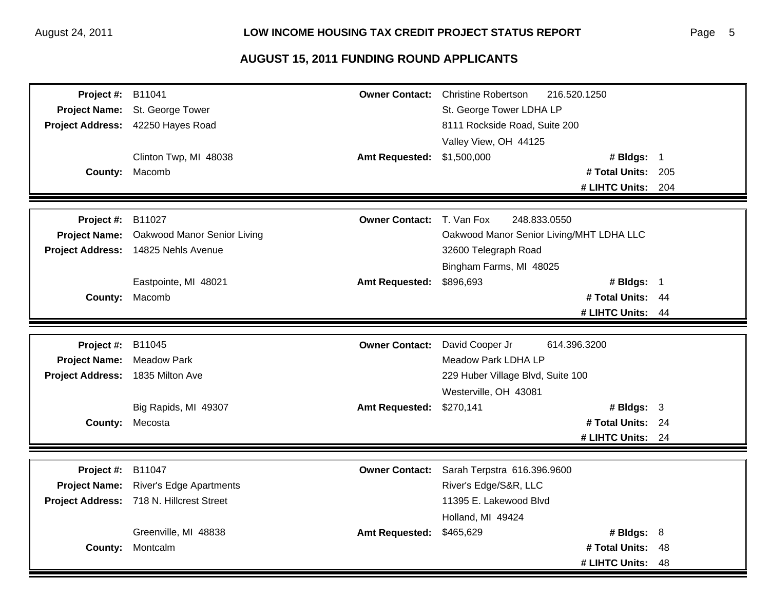## AUGUST 15, 2011 FUNDING ROUND APPLICANTS

| | | | |
|---|---|---|---|
| **Project #:** | B11041 | **Owner Contact:** | Christine Robertson 216.520.1250 |
| **Project Name:** | St. George Tower | | St. George Tower LDHA LP |
| **Project Address:** | 42250 Hayes Road | | 8111 Rockside Road, Suite 200 |
| | | | Valley View, OH 44125 |
| | Clinton Twp, MI 48038 | **Amt Requested:** | $1,500,000 **# Bldgs:** 1 |
| **County:** | Macomb | | **# Total Units:** 205 |
| | | | **# LIHTC Units:** 204 |

| | | | |
|---|---|---|---|
| **Project #:** | B11027 | **Owner Contact:** | T. Van Fox 248.833.0550 |
| **Project Name:** | Oakwood Manor Senior Living | | Oakwood Manor Senior Living/MHT LDHA LLC |
| **Project Address:** | 14825 Nehls Avenue | | 32600 Telegraph Road |
| | | | Bingham Farms, MI 48025 |
| | Eastpointe, MI 48021 | **Amt Requested:** | $896,693 **# Bldgs:** 1 |
| **County:** | Macomb | | **# Total Units:** 44 |
| | | | **# LIHTC Units:** 44 |

| | | | |
|---|---|---|---|
| **Project #:** | B11045 | **Owner Contact:** | David Cooper Jr 614.396.3200 |
| **Project Name:** | Meadow Park | | Meadow Park LDHA LP |
| **Project Address:** | 1835 Milton Ave | | 229 Huber Village Blvd, Suite 100 |
| | | | Westerville, OH 43081 |
| | Big Rapids, MI 49307 | **Amt Requested:** | $270,141 **# Bldgs:** 3 |
| **County:** | Mecosta | | **# Total Units:** 24 |
| | | | **# LIHTC Units:** 24 |

| | | | |
|---|---|---|---|
| **Project #:** | B11047 | **Owner Contact:** | Sarah Terpstra 616.396.9600 |
| **Project Name:** | River's Edge Apartments | | River's Edge/S&R, LLC |
| **Project Address:** | 718 N. Hillcrest Street | | 11395 E. Lakewood Blvd |
| | | | Holland, MI 49424 |
| | Greenville, MI 48838 | **Amt Requested:** | $465,629 **# Bldgs:** 8 |
| **County:** | Montcalm | | **# Total Units:** 48 |
| | | | **# LIHTC Units:** 48 |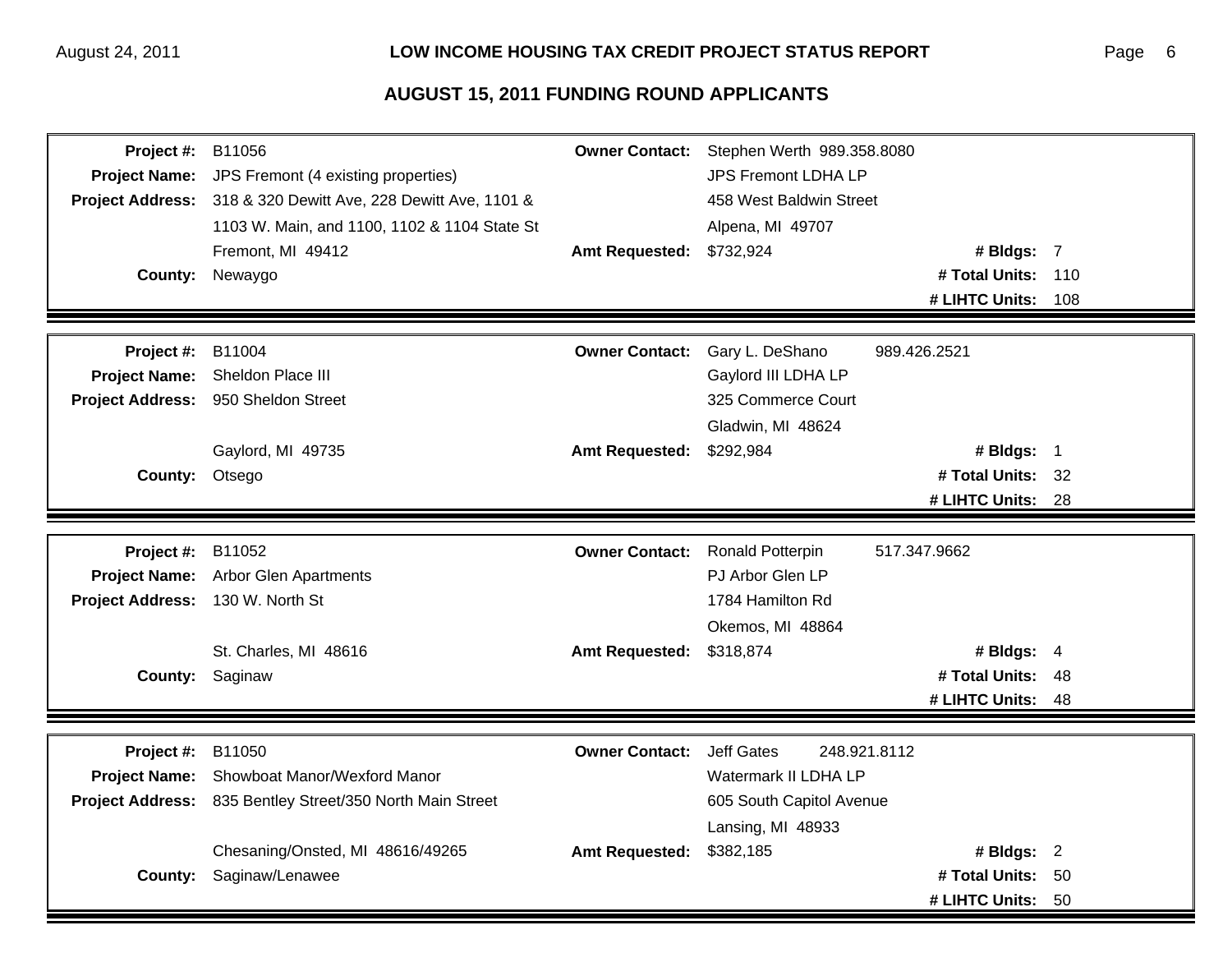## AUGUST 15, 2011 FUNDING ROUND APPLICANTS

| | | | | | |
|---|---|---|---|---|---|
| **Project #:** | B11056 | **Owner Contact:** | Stephen Werth 989.358.8080 | | |
| **Project Name:** | JPS Fremont (4 existing properties) | | JPS Fremont LDHA LP | | |
| **Project Address:** | 318 & 320 Dewitt Ave, 228 Dewitt Ave, 1101 & 1103 W. Main, and 1100, 1102 & 1104 State St | | 458 West Baldwin Street | | |
| | | | Alpena, MI 49707 | | |
| | Fremont, MI 49412 | **Amt Requested:** | $732,924 | **# Bldgs:** | 7 |
| **County:** | Newaygo | | | **# Total Units:** | 110 |
| | | | | **# LIHTC Units:** | 108 |

| | | | | | |
|---|---|---|---|---|---|
| **Project #:** | B11004 | **Owner Contact:** | Gary L. DeShano 989.426.2521 | | |
| **Project Name:** | Sheldon Place III | | Gaylord III LDHA LP | | |
| **Project Address:** | 950 Sheldon Street | | 325 Commerce Court | | |
| | | | Gladwin, MI 48624 | | |
| | Gaylord, MI 49735 | **Amt Requested:** | $292,984 | **# Bldgs:** | 1 |
| **County:** | Otsego | | | **# Total Units:** | 32 |
| | | | | **# LIHTC Units:** | 28 |

| | | | | | |
|---|---|---|---|---|---|
| **Project #:** | B11052 | **Owner Contact:** | Ronald Potterpin 517.347.9662 | | |
| **Project Name:** | Arbor Glen Apartments | | PJ Arbor Glen LP | | |
| **Project Address:** | 130 W. North St | | 1784 Hamilton Rd | | |
| | | | Okemos, MI 48864 | | |
| | St. Charles, MI 48616 | **Amt Requested:** | $318,874 | **# Bldgs:** | 4 |
| **County:** | Saginaw | | | **# Total Units:** | 48 |
| | | | | **# LIHTC Units:** | 48 |

| | | | | | |
|---|---|---|---|---|---|
| **Project #:** | B11050 | **Owner Contact:** | Jeff Gates 248.921.8112 | | |
| **Project Name:** | Showboat Manor/Wexford Manor | | Watermark II LDHA LP | | |
| **Project Address:** | 835 Bentley Street/350 North Main Street | | 605 South Capitol Avenue | | |
| | | | Lansing, MI 48933 | | |
| | Chesaning/Onsted, MI 48616/49265 | **Amt Requested:** | $382,185 | **# Bldgs:** | 2 |
| **County:** | Saginaw/Lenawee | | | **# Total Units:** | 50 |
| | | | | **# LIHTC Units:** | 50 |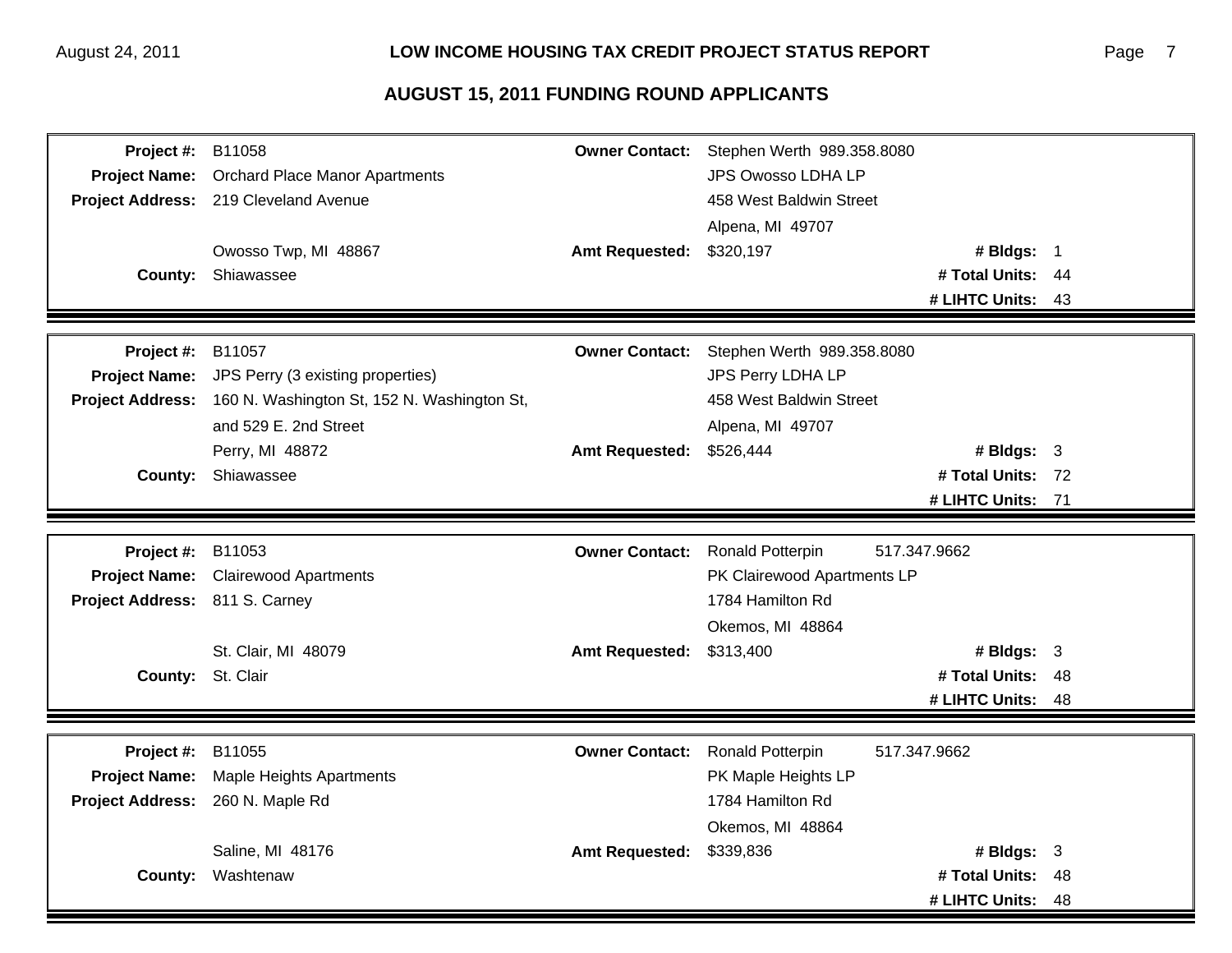## AUGUST 15, 2011 FUNDING ROUND APPLICANTS

| | | | | | |
|---|---|---|---|---|---|
| **Project #:** | B11058 | **Owner Contact:** | Stephen Werth 989.358.8080 | | |
| **Project Name:** | Orchard Place Manor Apartments | | JPS Owosso LDHA LP | | |
| **Project Address:** | 219 Cleveland Avenue | | 458 West Baldwin Street | | |
| | | | Alpena, MI 49707 | | |
| | Owosso Twp, MI 48867 | **Amt Requested:** | $320,197 | **# Bldgs:** | 1 |
| **County:** | Shiawassee | | | **# Total Units:** | 44 |
| | | | | **# LIHTC Units:** | 43 |

| | | | | | |
|---|---|---|---|---|---|
| **Project #:** | B11057 | **Owner Contact:** | Stephen Werth 989.358.8080 | | |
| **Project Name:** | JPS Perry (3 existing properties) | | JPS Perry LDHA LP | | |
| **Project Address:** | 160 N. Washington St, 152 N. Washington St, | | 458 West Baldwin Street | | |
| | and 529 E. 2nd Street | | Alpena, MI 49707 | | |
| | Perry, MI 48872 | **Amt Requested:** | $526,444 | **# Bldgs:** | 3 |
| **County:** | Shiawassee | | | **# Total Units:** | 72 |
| | | | | **# LIHTC Units:** | 71 |

| | | | | | |
|---|---|---|---|---|---|
| **Project #:** | B11053 | **Owner Contact:** | Ronald Potterpin 517.347.9662 | | |
| **Project Name:** | Clairewood Apartments | | PK Clairewood Apartments LP | | |
| **Project Address:** | 811 S. Carney | | 1784 Hamilton Rd | | |
| | | | Okemos, MI 48864 | | |
| | St. Clair, MI 48079 | **Amt Requested:** | $313,400 | **# Bldgs:** | 3 |
| **County:** | St. Clair | | | **# Total Units:** | 48 |
| | | | | **# LIHTC Units:** | 48 |

| | | | | | |
|---|---|---|---|---|---|
| **Project #:** | B11055 | **Owner Contact:** | Ronald Potterpin 517.347.9662 | | |
| **Project Name:** | Maple Heights Apartments | | PK Maple Heights LP | | |
| **Project Address:** | 260 N. Maple Rd | | 1784 Hamilton Rd | | |
| | | | Okemos, MI 48864 | | |
| | Saline, MI 48176 | **Amt Requested:** | $339,836 | **# Bldgs:** | 3 |
| **County:** | Washtenaw | | | **# Total Units:** | 48 |
| | | | | **# LIHTC Units:** | 48 |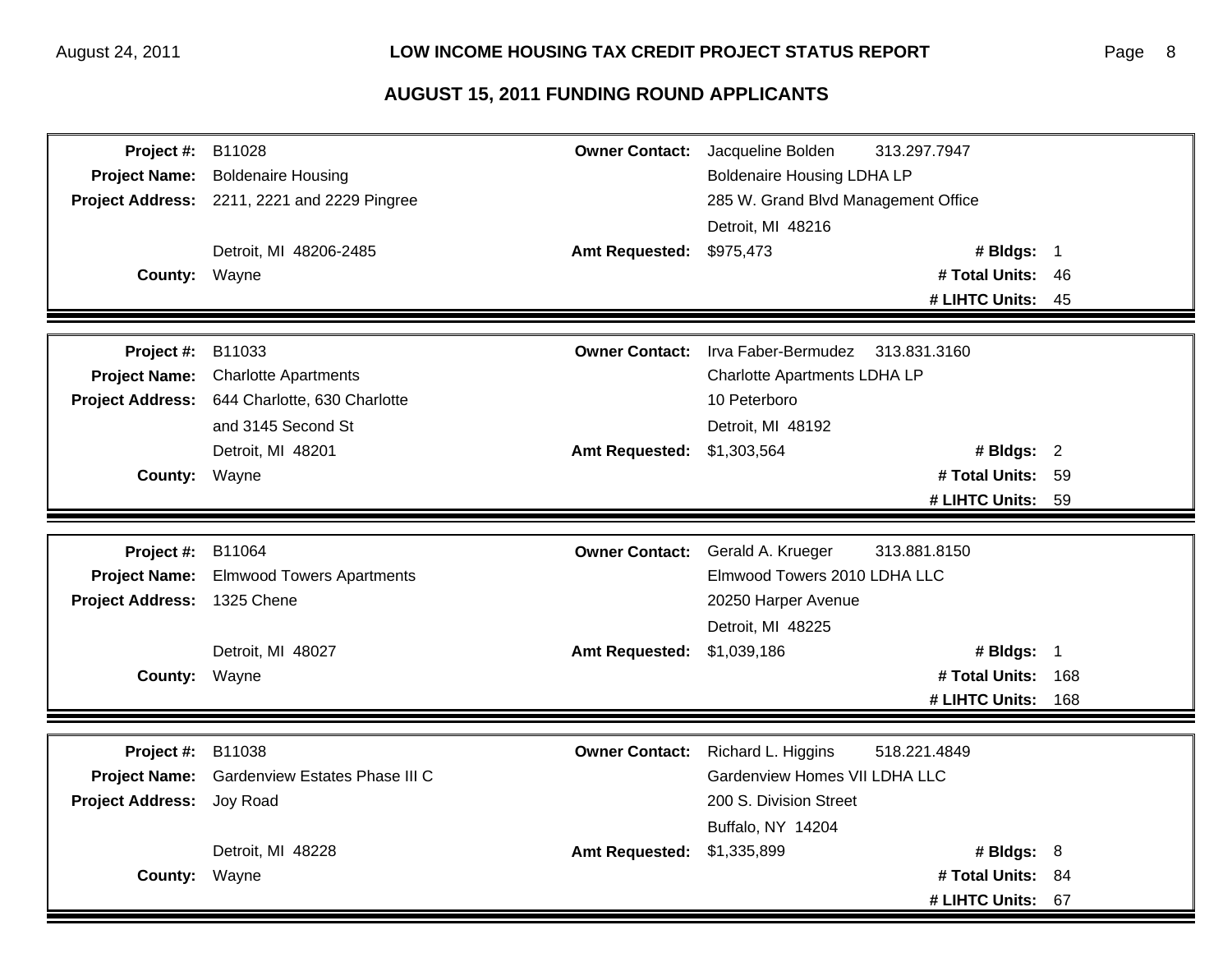# AUGUST 15, 2011 FUNDING ROUND APPLICANTS

| | | | | | |
|---|---|---|---|---|---|
| **Project #:** | B11028 | **Owner Contact:** | Jacqueline Bolden 313.297.7947 | | |
| **Project Name:** | Boldenaire Housing | | Boldenaire Housing LDHA LP | | |
| **Project Address:** | 2211, 2221 and 2229 Pingree | | 285 W. Grand Blvd Management Office | | |
| | | | Detroit, MI 48216 | | |
| | Detroit, MI 48206-2485 | **Amt Requested:** | $975,473 | **# Bldgs:** | 1 |
| **County:** | Wayne | | | **# Total Units:** | 46 |
| | | | | **# LIHTC Units:** | 45 |

| | | | | | |
|---|---|---|---|---|---|
| **Project #:** | B11033 | **Owner Contact:** | Irva Faber-Bermudez 313.831.3160 | | |
| **Project Name:** | Charlotte Apartments | | Charlotte Apartments LDHA LP | | |
| **Project Address:** | 644 Charlotte, 630 Charlotte | | 10 Peterboro | | |
| | and 3145 Second St | | Detroit, MI 48192 | | |
| | Detroit, MI 48201 | **Amt Requested:** | $1,303,564 | **# Bldgs:** | 2 |
| **County:** | Wayne | | | **# Total Units:** | 59 |
| | | | | **# LIHTC Units:** | 59 |

| | | | | | |
|---|---|---|---|---|---|
| **Project #:** | B11064 | **Owner Contact:** | Gerald A. Krueger 313.881.8150 | | |
| **Project Name:** | Elmwood Towers Apartments | | Elmwood Towers 2010 LDHA LLC | | |
| **Project Address:** | 1325 Chene | | 20250 Harper Avenue | | |
| | | | Detroit, MI 48225 | | |
| | Detroit, MI 48027 | **Amt Requested:** | $1,039,186 | **# Bldgs:** | 1 |
| **County:** | Wayne | | | **# Total Units:** | 168 |
| | | | | **# LIHTC Units:** | 168 |

| | | | | | |
|---|---|---|---|---|---|
| **Project #:** | B11038 | **Owner Contact:** | Richard L. Higgins 518.221.4849 | | |
| **Project Name:** | Gardenview Estates Phase III C | | Gardenview Homes VII LDHA LLC | | |
| **Project Address:** | Joy Road | | 200 S. Division Street | | |
| | | | Buffalo, NY 14204 | | |
| | Detroit, MI 48228 | **Amt Requested:** | $1,335,899 | **# Bldgs:** | 8 |
| **County:** | Wayne | | | **# Total Units:** | 84 |
| | | | | **# LIHTC Units:** | 67 |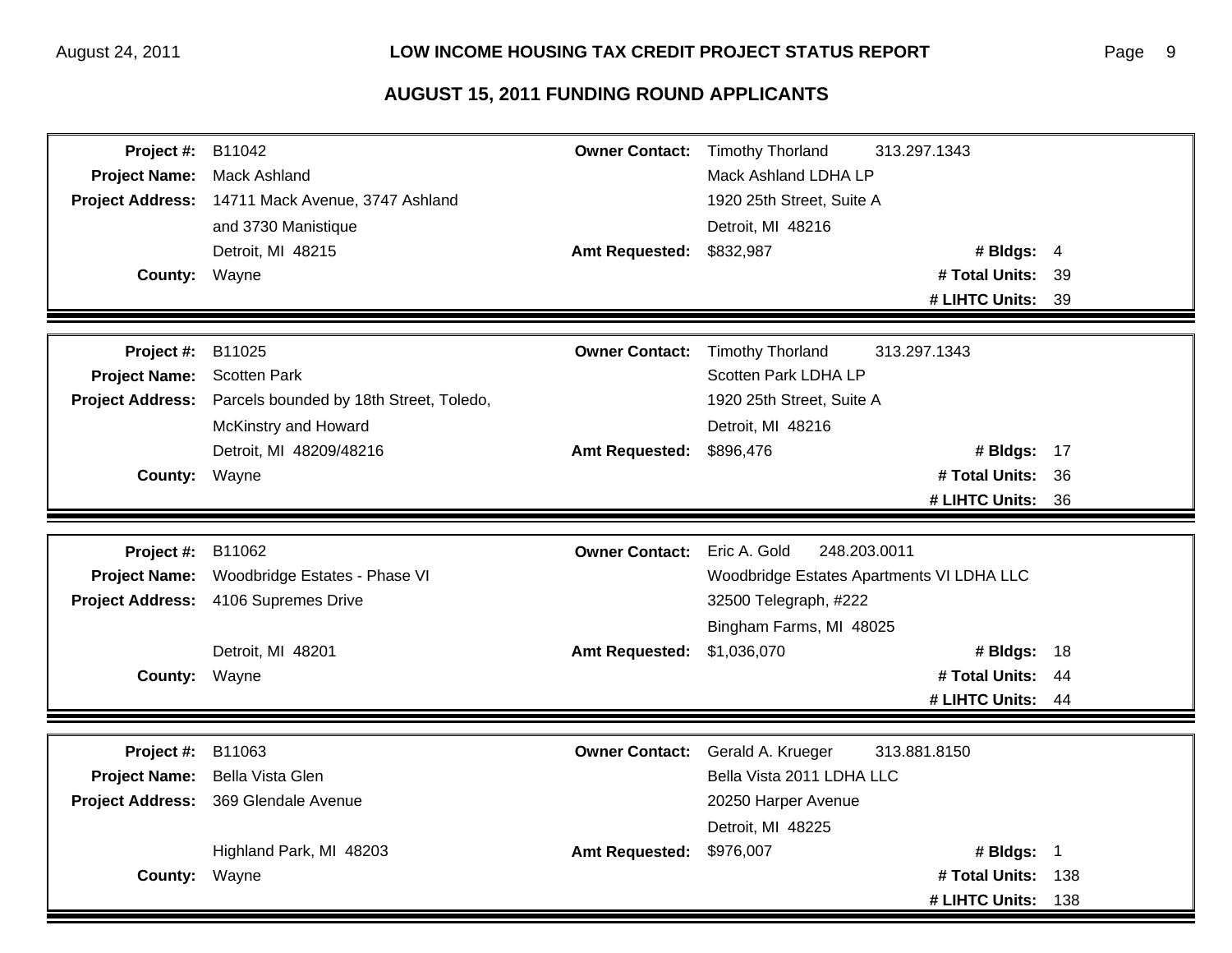## AUGUST 15, 2011 FUNDING ROUND APPLICANTS

| | | | | | |
|---|---|---|---|---|---|
| **Project #:** | B11042 | **Owner Contact:** | Timothy Thorland 313.297.1343 | | |
| **Project Name:** | Mack Ashland | | Mack Ashland LDHA LP | | |
| **Project Address:** | 14711 Mack Avenue, 3747 Ashland | | 1920 25th Street, Suite A | | |
| | and 3730 Manistique | | Detroit, MI 48216 | | |
| | Detroit, MI 48215 | **Amt Requested:** | $832,987 | **# Bldgs:** | 4 |
| **County:** | Wayne | | | **# Total Units:** | 39 |
| | | | | **# LIHTC Units:** | 39 |

| | | | | | |
|---|---|---|---|---|---|
| **Project #:** | B11025 | **Owner Contact:** | Timothy Thorland 313.297.1343 | | |
| **Project Name:** | Scotten Park | | Scotten Park LDHA LP | | |
| **Project Address:** | Parcels bounded by 18th Street, Toledo, | | 1920 25th Street, Suite A | | |
| | McKinstry and Howard | | Detroit, MI 48216 | | |
| | Detroit, MI 48209/48216 | **Amt Requested:** | $896,476 | **# Bldgs:** | 17 |
| **County:** | Wayne | | | **# Total Units:** | 36 |
| | | | | **# LIHTC Units:** | 36 |

| | | | | | |
|---|---|---|---|---|---|
| **Project #:** | B11062 | **Owner Contact:** | Eric A. Gold 248.203.0011 | | |
| **Project Name:** | Woodbridge Estates - Phase VI | | Woodbridge Estates Apartments VI LDHA LLC | | |
| **Project Address:** | 4106 Supremes Drive | | 32500 Telegraph, #222 | | |
| | | | Bingham Farms, MI 48025 | | |
| | Detroit, MI 48201 | **Amt Requested:** | $1,036,070 | **# Bldgs:** | 18 |
| **County:** | Wayne | | | **# Total Units:** | 44 |
| | | | | **# LIHTC Units:** | 44 |

| | | | | | |
|---|---|---|---|---|---|
| **Project #:** | B11063 | **Owner Contact:** | Gerald A. Krueger 313.881.8150 | | |
| **Project Name:** | Bella Vista Glen | | Bella Vista 2011 LDHA LLC | | |
| **Project Address:** | 369 Glendale Avenue | | 20250 Harper Avenue | | |
| | | | Detroit, MI 48225 | | |
| | Highland Park, MI 48203 | **Amt Requested:** | $976,007 | **# Bldgs:** | 1 |
| **County:** | Wayne | | | **# Total Units:** | 138 |
| | | | | **# LIHTC Units:** | 138 |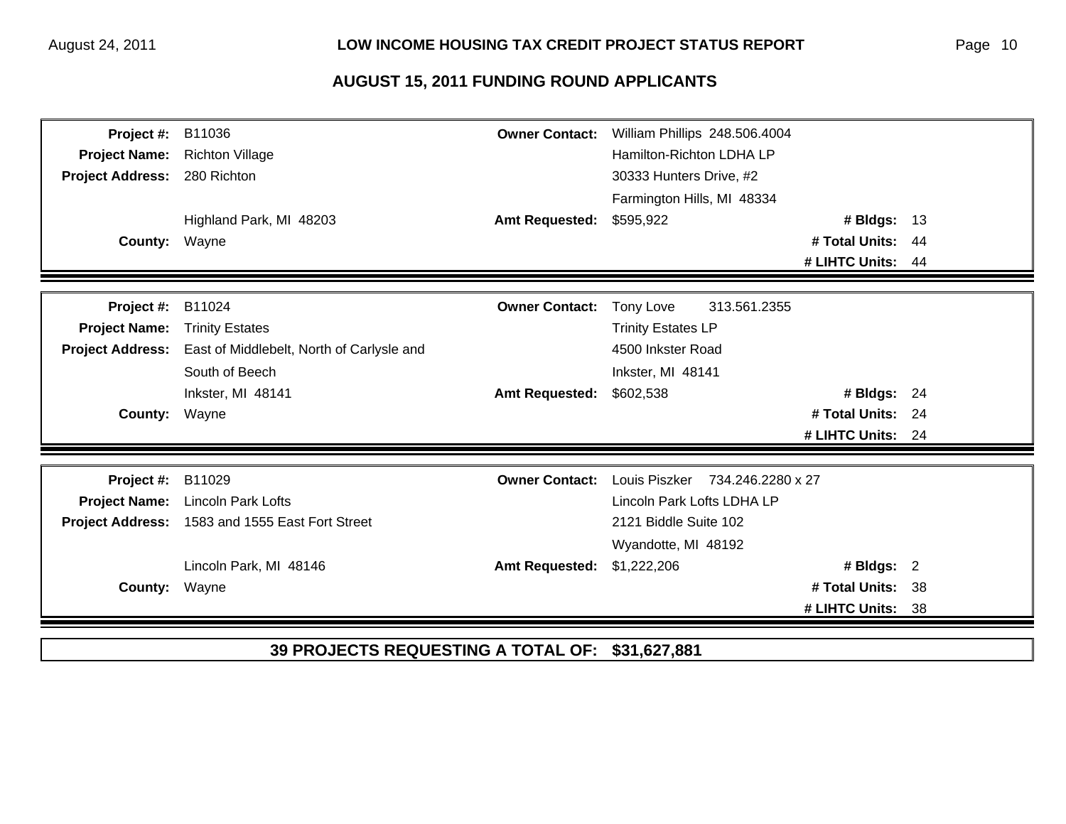## AUGUST 15, 2011 FUNDING ROUND APPLICANTS

| | | | | | |
|---|---|---|---|---|---|
| **Project #:** | B11036 | **Owner Contact:** | William Phillips 248.506.4004 | | |
| **Project Name:** | Richton Village | | Hamilton-Richton LDHA LP | | |
| **Project Address:** | 280 Richton | | 30333 Hunters Drive, #2 | | |
| | | | Farmington Hills, MI 48334 | | |
| | Highland Park, MI 48203 | **Amt Requested:** | $595,922 | **# Bldgs:** | 13 |
| **County:** | Wayne | | | **# Total Units:** | 44 |
| | | | | **# LIHTC Units:** | 44 |

| | | | | | |
|---|---|---|---|---|---|
| **Project #:** | B11024 | **Owner Contact:** | Tony Love 313.561.2355 | | |
| **Project Name:** | Trinity Estates | | Trinity Estates LP | | |
| **Project Address:** | East of Middlebelt, North of Carlysle and | | 4500 Inkster Road | | |
| | South of Beech | | Inkster, MI 48141 | | |
| | Inkster, MI 48141 | **Amt Requested:** | $602,538 | **# Bldgs:** | 24 |
| **County:** | Wayne | | | **# Total Units:** | 24 |
| | | | | **# LIHTC Units:** | 24 |

| | | | | | |
|---|---|---|---|---|---|
| **Project #:** | B11029 | **Owner Contact:** | Louis Piszker 734.246.2280 x 27 | | |
| **Project Name:** | Lincoln Park Lofts | | Lincoln Park Lofts LDHA LP | | |
| **Project Address:** | 1583 and 1555 East Fort Street | | 2121 Biddle Suite 102 | | |
| | | | Wyandotte, MI 48192 | | |
| | Lincoln Park, MI 48146 | **Amt Requested:** | $1,222,206 | **# Bldgs:** | 2 |
| **County:** | Wayne | | | **# Total Units:** | 38 |
| | | | | **# LIHTC Units:** | 38 |

**39 PROJECTS REQUESTING A TOTAL OF: $31,627,881**